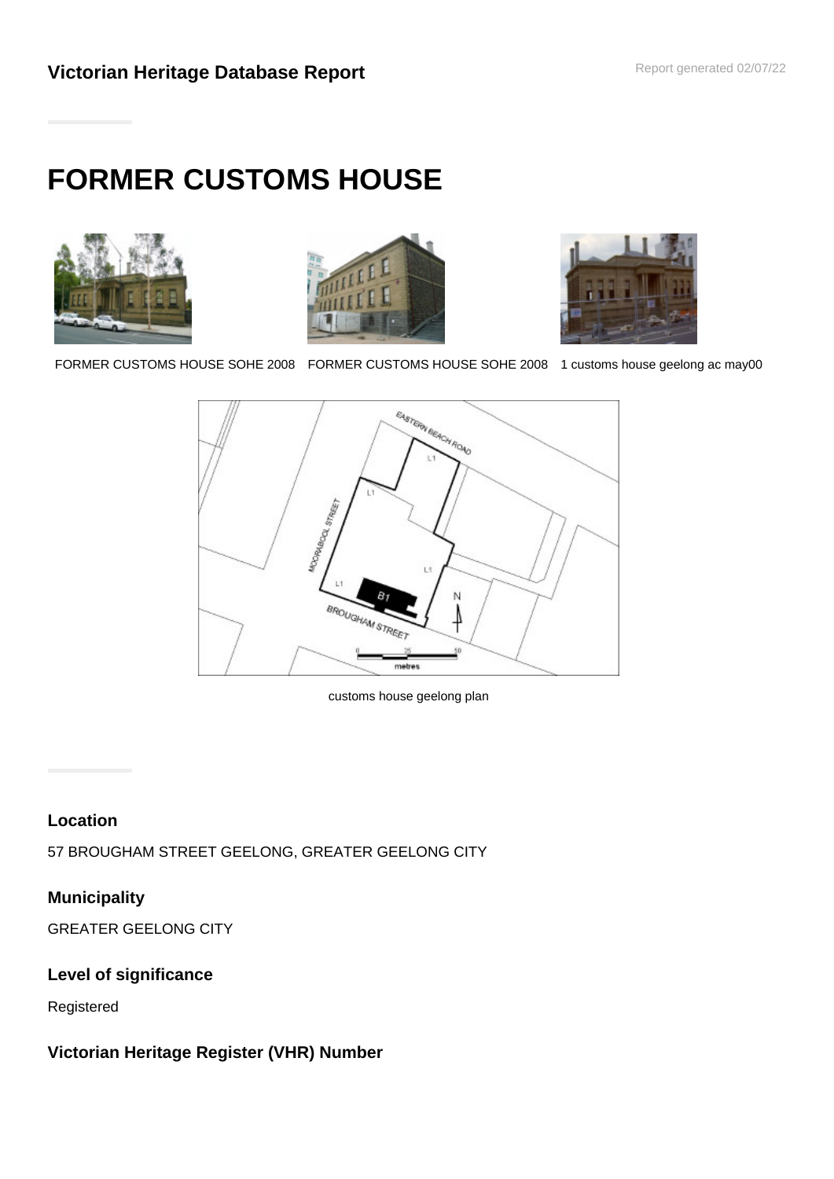## Victorian Heritage Database Report

Report generated 02/07/22

# FORMER CUSTOMS HOUSE

FORMER CUSTOMS HOUSE SOHE 2008

FORMER CUSTOMS HOUSE SOHE 2008

1 customs house geelong ac may00

customs house geelong plan

### Location

57 BROUGHAM STREET GEELONG, GREATER GEELONG CITY

### Municipality

GREATER GEELONG CITY

### Level of significance

Registered

### Victorian Heritage Register (VHR) Number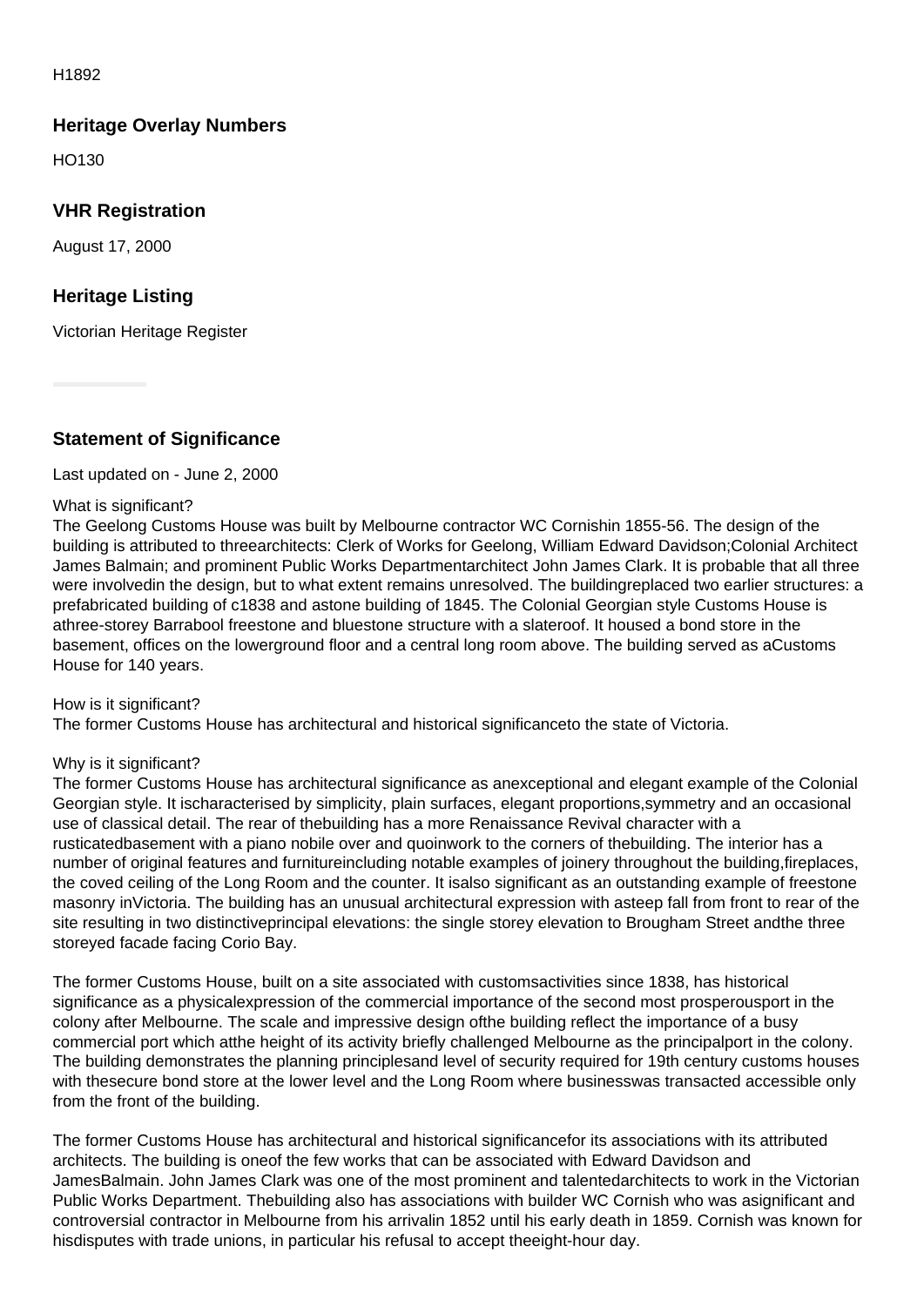H1892

### Heritage Overlay Numbers

HO130

### VHR Registration

August 17, 2000

### Heritage Listing

Victorian Heritage Register

### Statement of Significance

Last updated on - June 2, 2000

What is significant?
The Geelong Customs House was built by Melbourne contractor WC Cornishin 1855-56. The design of the building is attributed to threearchitects: Clerk of Works for Geelong, William Edward Davidson;Colonial Architect James Balmain; and prominent Public Works Departmentarchitect John James Clark. It is probable that all three were involvedin the design, but to what extent remains unresolved. The buildingreplaced two earlier structures: a prefabricated building of c1838 and astone building of 1845. The Colonial Georgian style Customs House is athree-storey Barrabool freestone and bluestone structure with a slateroof. It housed a bond store in the basement, offices on the lowerground floor and a central long room above. The building served as aCustoms House for 140 years.

How is it significant?
The former Customs House has architectural and historical significanceto the state of Victoria.

Why is it significant?
The former Customs House has architectural significance as anexceptional and elegant example of the Colonial Georgian style. It ischaracterised by simplicity, plain surfaces, elegant proportions,symmetry and an occasional use of classical detail. The rear of thebuilding has a more Renaissance Revival character with a rusticatedbasement with a piano nobile over and quoinwork to the corners of thebuilding. The interior has a number of original features and furnitureincluding notable examples of joinery throughout the building,fireplaces, the coved ceiling of the Long Room and the counter. It isalso significant as an outstanding example of freestone masonry inVictoria. The building has an unusual architectural expression with asteep fall from front to rear of the site resulting in two distinctiveprincipal elevations: the single storey elevation to Brougham Street andthe three storeyed facade facing Corio Bay.

The former Customs House, built on a site associated with customsactivities since 1838, has historical significance as a physicalexpression of the commercial importance of the second most prosperousport in the colony after Melbourne. The scale and impressive design ofthe building reflect the importance of a busy commercial port which atthe height of its activity briefly challenged Melbourne as the principalport in the colony. The building demonstrates the planning principlesand level of security required for 19th century customs houses with thesecure bond store at the lower level and the Long Room where businesswas transacted accessible only from the front of the building.

The former Customs House has architectural and historical significancefor its associations with its attributed architects. The building is oneof the few works that can be associated with Edward Davidson and JamesBalmain. John James Clark was one of the most prominent and talentedarchitects to work in the Victorian Public Works Department. Thebuilding also has associations with builder WC Cornish who was asignificant and controversial contractor in Melbourne from his arrivalin 1852 until his early death in 1859. Cornish was known for hisdisputes with trade unions, in particular his refusal to accept theeight-hour day.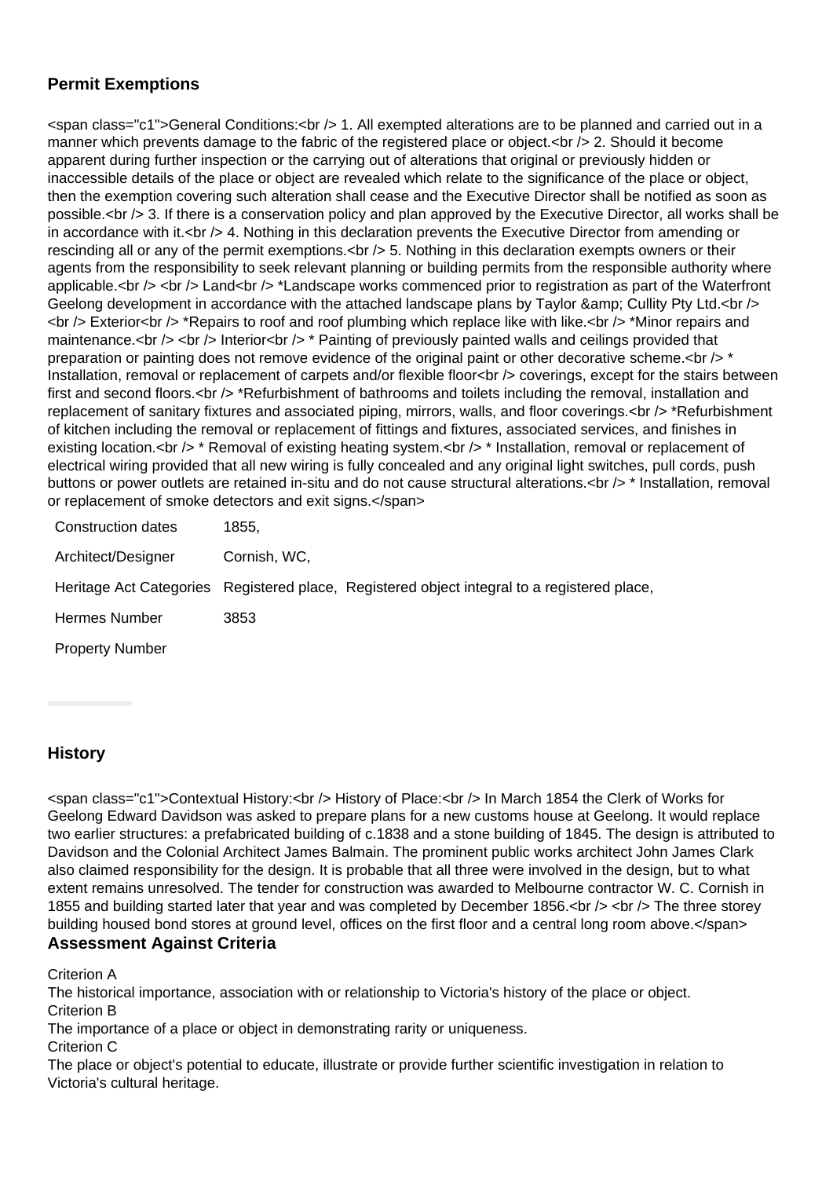## Permit Exemptions

<span class="c1">General Conditions:<br /> 1. All exempted alterations are to be planned and carried out in a manner which prevents damage to the fabric of the registered place or object.<br /> 2. Should it become apparent during further inspection or the carrying out of alterations that original or previously hidden or inaccessible details of the place or object are revealed which relate to the significance of the place or object, then the exemption covering such alteration shall cease and the Executive Director shall be notified as soon as possible.<br /> 3. If there is a conservation policy and plan approved by the Executive Director, all works shall be in accordance with it.<br /> 4. Nothing in this declaration prevents the Executive Director from amending or rescinding all or any of the permit exemptions.<br /> 5. Nothing in this declaration exempts owners or their agents from the responsibility to seek relevant planning or building permits from the responsible authority where applicable.<br /> <br /> Land<br /> *Landscape works commenced prior to registration as part of the Waterfront Geelong development in accordance with the attached landscape plans by Taylor &amp; Cullity Pty Ltd.<br /> <br /> Exterior<br /> *Repairs to roof and roof plumbing which replace like with like.<br /> *Minor repairs and maintenance.<br /> <br /> Interior<br /> * Painting of previously painted walls and ceilings provided that preparation or painting does not remove evidence of the original paint or other decorative scheme.<br /> * Installation, removal or replacement of carpets and/or flexible floor<br /> coverings, except for the stairs between first and second floors.<br /> *Refurbishment of bathrooms and toilets including the removal, installation and replacement of sanitary fixtures and associated piping, mirrors, walls, and floor coverings.<br /> *Refurbishment of kitchen including the removal or replacement of fittings and fixtures, associated services, and finishes in existing location.<br /> * Removal of existing heating system.<br /> * Installation, removal or replacement of electrical wiring provided that all new wiring is fully concealed and any original light switches, pull cords, push buttons or power outlets are retained in-situ and do not cause structural alterations.<br /> * Installation, removal or replacement of smoke detectors and exit signs.</span>

| | |
|---|---|
| Construction dates | 1855, |
| Architect/Designer | Cornish, WC, |
| Heritage Act Categories | Registered place, Registered object integral to a registered place, |
| Hermes Number | 3853 |
| Property Number | |

## History

<span class="c1">Contextual History:<br /> History of Place:<br /> In March 1854 the Clerk of Works for Geelong Edward Davidson was asked to prepare plans for a new customs house at Geelong. It would replace two earlier structures: a prefabricated building of c.1838 and a stone building of 1845. The design is attributed to Davidson and the Colonial Architect James Balmain. The prominent public works architect John James Clark also claimed responsibility for the design. It is probable that all three were involved in the design, but to what extent remains unresolved. The tender for construction was awarded to Melbourne contractor W. C. Cornish in 1855 and building started later that year and was completed by December 1856.<br /> <br /> The three storey building housed bond stores at ground level, offices on the first floor and a central long room above.</span>

## Assessment Against Criteria

Criterion A
The historical importance, association with or relationship to Victoria's history of the place or object.
Criterion B
The importance of a place or object in demonstrating rarity or uniqueness.
Criterion C
The place or object's potential to educate, illustrate or provide further scientific investigation in relation to Victoria's cultural heritage.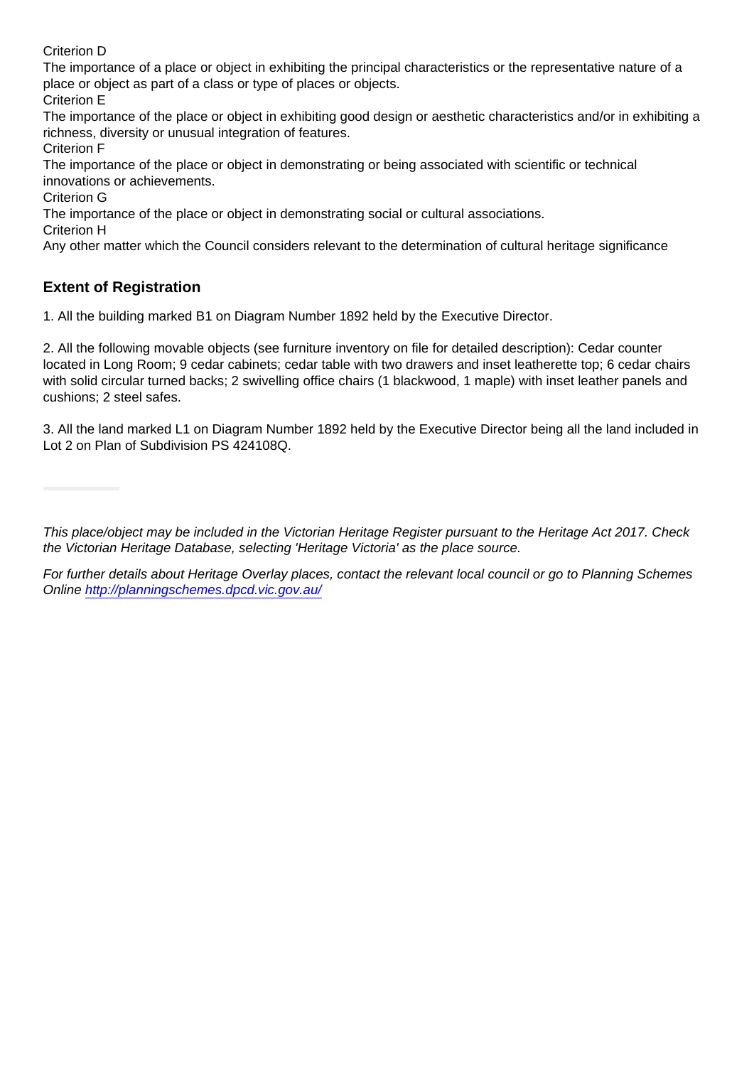Criterion D
The importance of a place or object in exhibiting the principal characteristics or the representative nature of a place or object as part of a class or type of places or objects.
Criterion E
The importance of the place or object in exhibiting good design or aesthetic characteristics and/or in exhibiting a richness, diversity or unusual integration of features.
Criterion F
The importance of the place or object in demonstrating or being associated with scientific or technical innovations or achievements.
Criterion G
The importance of the place or object in demonstrating social or cultural associations.
Criterion H
Any other matter which the Council considers relevant to the determination of cultural heritage significance

## Extent of Registration

1. All the building marked B1 on Diagram Number 1892 held by the Executive Director.

2. All the following movable objects (see furniture inventory on file for detailed description): Cedar counter located in Long Room; 9 cedar cabinets; cedar table with two drawers and inset leatherette top; 6 cedar chairs with solid circular turned backs; 2 swivelling office chairs (1 blackwood, 1 maple) with inset leather panels and cushions; 2 steel safes.

3. All the land marked L1 on Diagram Number 1892 held by the Executive Director being all the land included in Lot 2 on Plan of Subdivision PS 424108Q.

---

*This place/object may be included in the Victorian Heritage Register pursuant to the Heritage Act 2017. Check the Victorian Heritage Database, selecting 'Heritage Victoria' as the place source.*

*For further details about Heritage Overlay places, contact the relevant local council or go to Planning Schemes Online [http://planningschemes.dpcd.vic.gov.au/](http://planningschemes.dpcd.vic.gov.au/)*